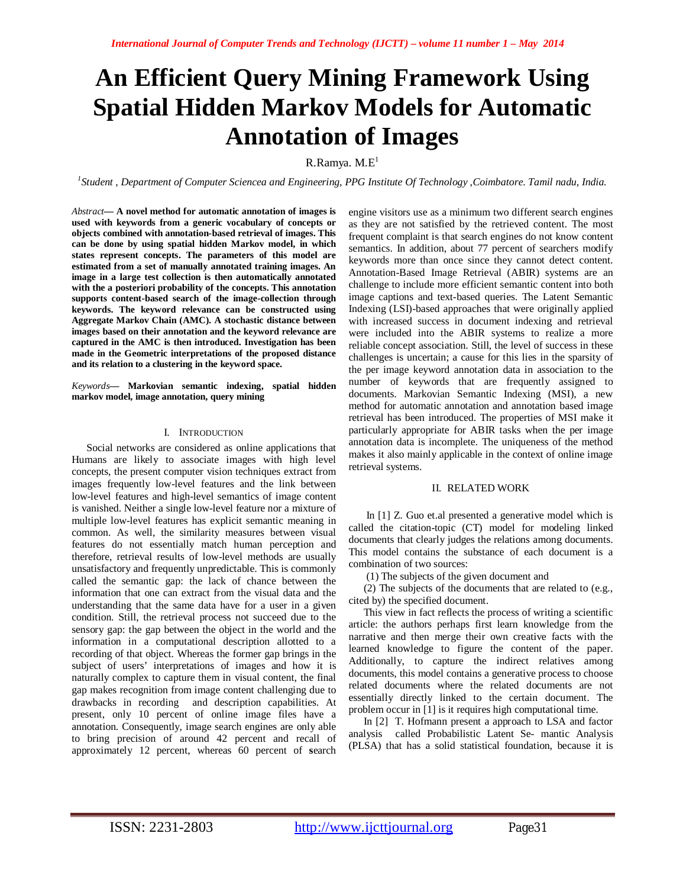# An Efficient Query Mining Framework Using Spatial Hidden Markov Models for Automatic Annotation of Images

R.Ramya. M.E[1]

[1]*Student , Department of Computer Sciencea and Engineering, PPG Institute Of Technology ,Coimbatore. Tamil nadu, India.*

*Abstract*— **A novel method for automatic annotation of images is used with keywords from a generic vocabulary of concepts or objects combined with annotation-based retrieval of images. This can be done by using spatial hidden Markov model, in which states represent concepts. The parameters of this model are estimated from a set of manually annotated training images. An image in a large test collection is then automatically annotated with the a posteriori probability of the concepts. This annotation supports content-based search of the image-collection through keywords. The keyword relevance can be constructed using Aggregate Markov Chain (AMC). A stochastic distance between images based on their annotation and the keyword relevance are captured in the AMC is then introduced. Investigation has been made in the Geometric interpretations of the proposed distance and its relation to a clustering in the keyword space.**

*Keywords*— **Markovian semantic indexing, spatial hidden markov model, image annotation, query mining**

## I. Introduction

Social networks are considered as online applications that Humans are likely to associate images with high level concepts, the present computer vision techniques extract from images frequently low-level features and the link between low-level features and high-level semantics of image content is vanished. Neither a single low-level feature nor a mixture of multiple low-level features has explicit semantic meaning in common. As well, the similarity measures between visual features do not essentially match human perception and therefore, retrieval results of low-level methods are usually unsatisfactory and frequently unpredictable. This is commonly called the semantic gap: the lack of chance between the information that one can extract from the visual data and the understanding that the same data have for a user in a given condition. Still, the retrieval process not succeed due to the sensory gap: the gap between the object in the world and the information in a computational description allotted to a recording of that object. Whereas the former gap brings in the subject of users' interpretations of images and how it is naturally complex to capture them in visual content, the final gap makes recognition from image content challenging due to drawbacks in recording and description capabilities. At present, only 10 percent of online image files have a annotation. Consequently, image search engines are only able to bring precision of around 42 percent and recall of approximately 12 percent, whereas 60 percent of search engine visitors use as a minimum two different search engines as they are not satisfied by the retrieved content. The most frequent complaint is that search engines do not know content semantics. In addition, about 77 percent of searchers modify keywords more than once since they cannot detect content. Annotation-Based Image Retrieval (ABIR) systems are an challenge to include more efficient semantic content into both image captions and text-based queries. The Latent Semantic Indexing (LSI)-based approaches that were originally applied with increased success in document indexing and retrieval were included into the ABIR systems to realize a more reliable concept association. Still, the level of success in these challenges is uncertain; a cause for this lies in the sparsity of the per image keyword annotation data in association to the number of keywords that are frequently assigned to documents. Markovian Semantic Indexing (MSI), a new method for automatic annotation and annotation based image retrieval has been introduced. The properties of MSI make it particularly appropriate for ABIR tasks when the per image annotation data is incomplete. The uniqueness of the method makes it also mainly applicable in the context of online image retrieval systems.

## II. Related Work

In [1] Z. Guo et.al presented a generative model which is called the citation-topic (CT) model for modeling linked documents that clearly judges the relations among documents. This model contains the substance of each document is a combination of two sources:

(1) The subjects of the given document and

(2) The subjects of the documents that are related to (e.g., cited by) the specified document.

This view in fact reflects the process of writing a scientific article: the authors perhaps first learn knowledge from the narrative and then merge their own creative facts with the learned knowledge to figure the content of the paper. Additionally, to capture the indirect relatives among documents, this model contains a generative process to choose related documents where the related documents are not essentially directly linked to the certain document. The problem occur in [1] is it requires high computational time.

In [2] T. Hofmann present a approach to LSA and factor analysis called Probabilistic Latent Se- mantic Analysis (PLSA) that has a solid statistical foundation, because it is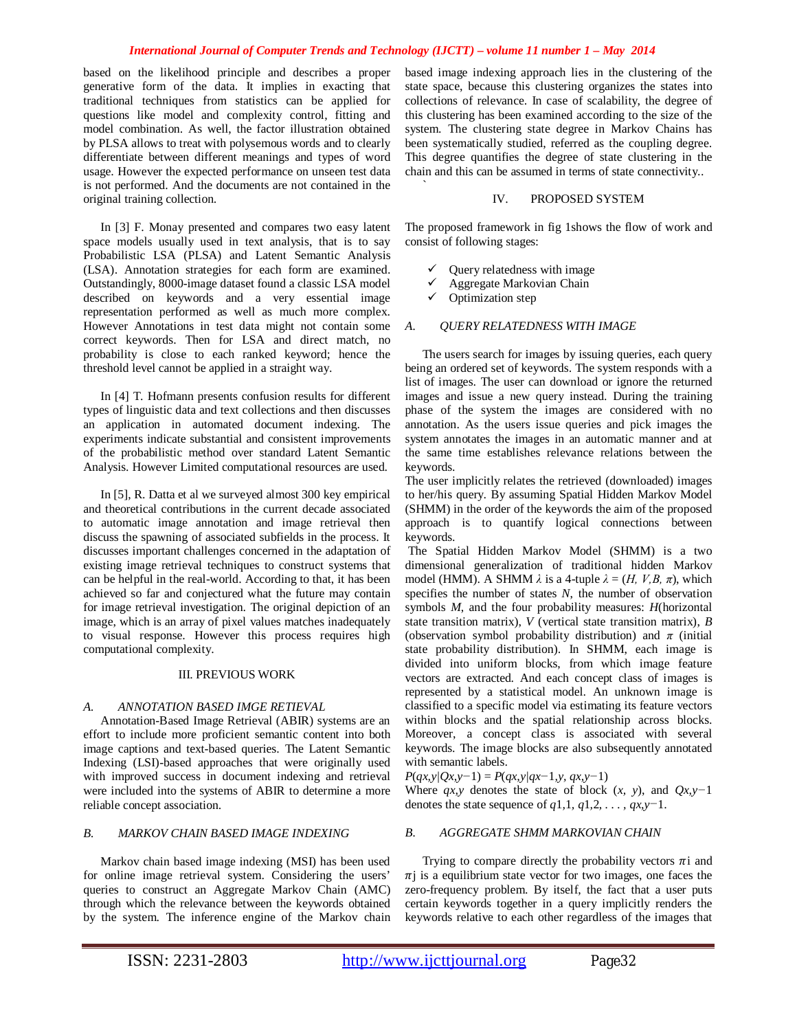based on the likelihood principle and describes a proper generative form of the data. It implies in exacting that traditional techniques from statistics can be applied for questions like model and complexity control, fitting and model combination. As well, the factor illustration obtained by PLSA allows to treat with polysemous words and to clearly differentiate between different meanings and types of word usage. However the expected performance on unseen test data is not performed. And the documents are not contained in the original training collection.

In [3] F. Monay presented and compares two easy latent space models usually used in text analysis, that is to say Probabilistic LSA (PLSA) and Latent Semantic Analysis (LSA). Annotation strategies for each form are examined. Outstandingly, 8000-image dataset found a classic LSA model described on keywords and a very essential image representation performed as well as much more complex. However Annotations in test data might not contain some correct keywords. Then for LSA and direct match, no probability is close to each ranked keyword; hence the threshold level cannot be applied in a straight way.

In [4] T. Hofmann presents confusion results for different types of linguistic data and text collections and then discusses an application in automated document indexing. The experiments indicate substantial and consistent improvements of the probabilistic method over standard Latent Semantic Analysis. However Limited computational resources are used.

In [5], R. Datta et al we surveyed almost 300 key empirical and theoretical contributions in the current decade associated to automatic image annotation and image retrieval then discuss the spawning of associated subfields in the process. It discusses important challenges concerned in the adaptation of existing image retrieval techniques to construct systems that can be helpful in the real-world. According to that, it has been achieved so far and conjectured what the future may contain for image retrieval investigation. The original depiction of an image, which is an array of pixel values matches inadequately to visual response. However this process requires high computational complexity.

## III. PREVIOUS WORK

### *A. ANNOTATION BASED IMGE RETIEVAL*

Annotation-Based Image Retrieval (ABIR) systems are an effort to include more proficient semantic content into both image captions and text-based queries. The Latent Semantic Indexing (LSI)-based approaches that were originally used with improved success in document indexing and retrieval were included into the systems of ABIR to determine a more reliable concept association.

### *B. MARKOV CHAIN BASED IMAGE INDEXING*

Markov chain based image indexing (MSI) has been used for online image retrieval system. Considering the users' queries to construct an Aggregate Markov Chain (AMC) through which the relevance between the keywords obtained by the system. The inference engine of the Markov chain based image indexing approach lies in the clustering of the state space, because this clustering organizes the states into collections of relevance. In case of scalability, the degree of this clustering has been examined according to the size of the system. The clustering state degree in Markov Chains has been systematically studied, referred as the coupling degree. This degree quantifies the degree of state clustering in the chain and this can be assumed in terms of state connectivity..

## IV. PROPOSED SYSTEM

The proposed framework in fig 1shows the flow of work and consist of following stages:

- ✓ Query relatedness with image
- ✓ Aggregate Markovian Chain
- ✓ Optimization step

### *A. QUERY RELATEDNESS WITH IMAGE*

The users search for images by issuing queries, each query being an ordered set of keywords. The system responds with a list of images. The user can download or ignore the returned images and issue a new query instead. During the training phase of the system the images are considered with no annotation. As the users issue queries and pick images the system annotates the images in an automatic manner and at the same time establishes relevance relations between the keywords.

The user implicitly relates the retrieved (downloaded) images to her/his query. By assuming Spatial Hidden Markov Model (SHMM) in the order of the keywords the aim of the proposed approach is to quantify logical connections between keywords.

The Spatial Hidden Markov Model (SHMM) is a two dimensional generalization of traditional hidden Markov model (HMM). A SHMM $\lambda$ is a 4-tuple $\lambda = (H, V, B, \pi)$, which specifies the number of states $N$, the number of observation symbols $M$, and the four probability measures: $H$(horizontal state transition matrix), $V$ (vertical state transition matrix), $B$ (observation symbol probability distribution) and $\pi$ (initial state probability distribution). In SHMM, each image is divided into uniform blocks, from which image feature vectors are extracted. And each concept class of images is represented by a statistical model. An unknown image is classified to a specific model via estimating its feature vectors within blocks and the spatial relationship across blocks. Moreover, a concept class is associated with several keywords. The image blocks are also subsequently annotated with semantic labels.

$P(q_{x,y}|Q_{x,y-1}) = P(q_{x,y}|q_{x-1,y}, q_{x,y-1})$

Where $q_{x,y}$ denotes the state of block $(x, y)$, and $Q_{x,y-1}$ denotes the state sequence of $q_{1,1}, q_{1,2}, \ldots, q_{x,y-1}$.

### *B. AGGREGATE SHMM MARKOVIAN CHAIN*

Trying to compare directly the probability vectors $\pi_i$ and $\pi_j$ is a equilibrium state vector for two images, one faces the zero-frequency problem. By itself, the fact that a user puts certain keywords together in a query implicitly renders the keywords relative to each other regardless of the images that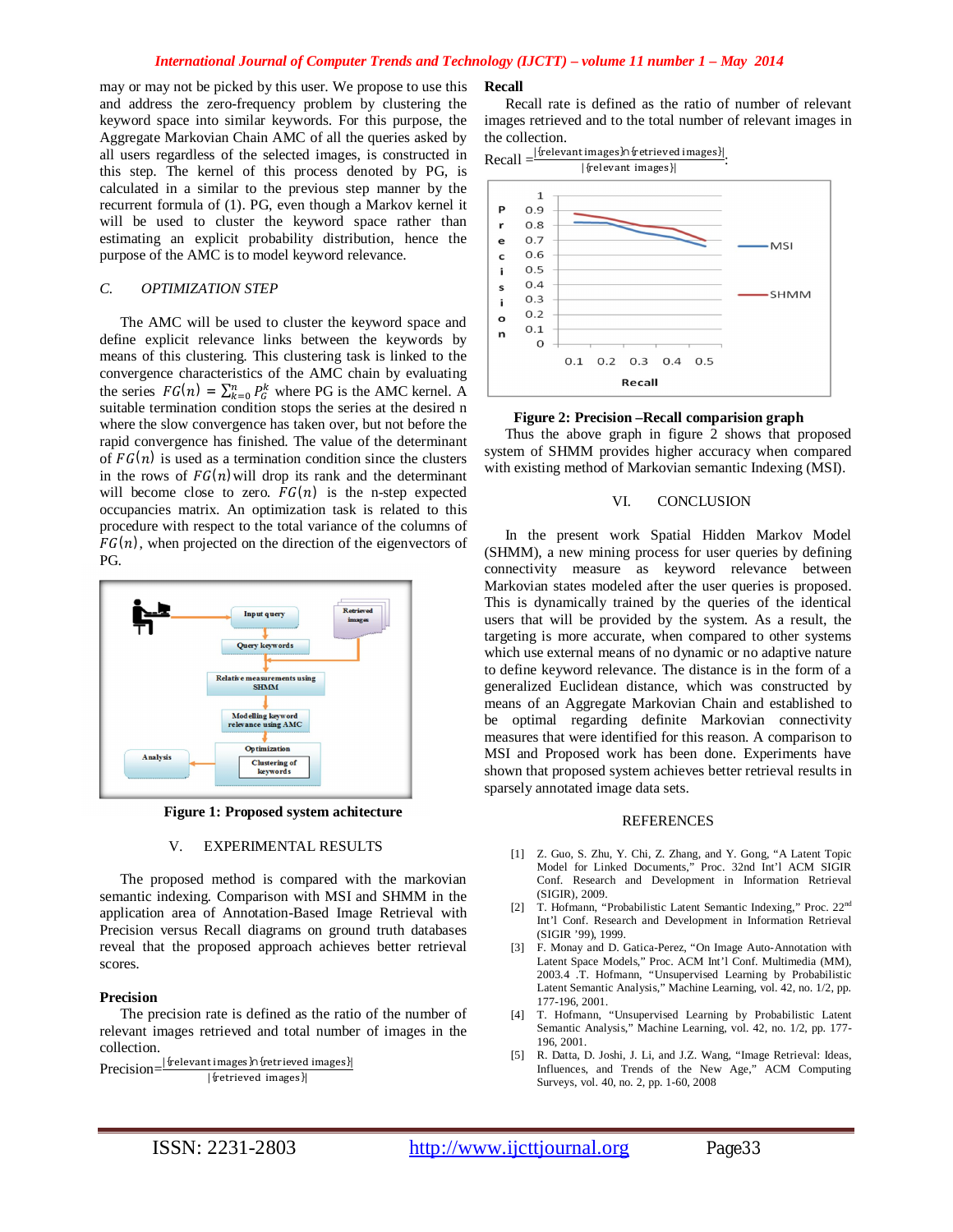may or may not be picked by this user. We propose to use this and address the zero-frequency problem by clustering the keyword space into similar keywords. For this purpose, the Aggregate Markovian Chain AMC of all the queries asked by all users regardless of the selected images, is constructed in this step. The kernel of this process denoted by PG, is calculated in a similar to the previous step manner by the recurrent formula of (1). PG, even though a Markov kernel it will be used to cluster the keyword space rather than estimating an explicit probability distribution, hence the purpose of the AMC is to model keyword relevance.

### *C. OPTIMIZATION STEP*

The AMC will be used to cluster the keyword space and define explicit relevance links between the keywords by means of this clustering. This clustering task is linked to the convergence characteristics of the AMC chain by evaluating the series $FG(n) = \sum_{k=0}^{n} P_G^k$ where PG is the AMC kernel. A suitable termination condition stops the series at the desired n where the slow convergence has taken over, but not before the rapid convergence has finished. The value of the determinant of $FG(n)$ is used as a termination condition since the clusters in the rows of $FG(n)$ will drop its rank and the determinant will become close to zero. $FG(n)$ is the n-step expected occupancies matrix. An optimization task is related to this procedure with respect to the total variance of the columns of $FG(n)$, when projected on the direction of the eigenvectors of PG.

Input query
Retrieved images
Query keywords
Relative measurements using SHMM
Modelling keyword relevance using AMC
Optimization
Clustering of keywords
Analysis

**Figure 1: Proposed system achitecture**

## V. EXPERIMENTAL RESULTS

The proposed method is compared with the markovian semantic indexing. Comparison with MSI and SHMM in the application area of Annotation-Based Image Retrieval with Precision versus Recall diagrams on ground truth databases reveal that the proposed approach achieves better retrieval scores.

**Precision**

The precision rate is defined as the ratio of the number of relevant images retrieved and total number of images in the collection.

$$\text{Precision} = \frac{|\{\text{relevant images}\} \cap \{\text{retrieved images}\}|}{|\{\text{retrieved images}\}|}$$

**Recall**

Recall rate is defined as the ratio of number of relevant images retrieved and to the total number of relevant images in the collection.

$$\text{Recall} = \frac{|\{\text{relevant images}\} \cap \{\text{retrieved images}\}|}{|\{\text{relevant images}\}|};$$

Precision
1
0.9
0.8
0.7
0.6
0.5
0.4
0.3
0.2
0.1
0
0.1 0.2 0.3 0.4 0.5
Recall
MSI
SHMM

**Figure 2: Precision –Recall comparision graph**

Thus the above graph in figure 2 shows that proposed system of SHMM provides higher accuracy when compared with existing method of Markovian semantic Indexing (MSI).

## VI. CONCLUSION

In the present work Spatial Hidden Markov Model (SHMM), a new mining process for user queries by defining connectivity measure as keyword relevance between Markovian states modeled after the user queries is proposed. This is dynamically trained by the queries of the identical users that will be provided by the system. As a result, the targeting is more accurate, when compared to other systems which use external means of no dynamic or no adaptive nature to define keyword relevance. The distance is in the form of a generalized Euclidean distance, which was constructed by means of an Aggregate Markovian Chain and established to be optimal regarding definite Markovian connectivity measures that were identified for this reason. A comparison to MSI and Proposed work has been done. Experiments have shown that proposed system achieves better retrieval results in sparsely annotated image data sets.

## REFERENCES

[1] Z. Guo, S. Zhu, Y. Chi, Z. Zhang, and Y. Gong, "A Latent Topic Model for Linked Documents," Proc. 32nd Int'l ACM SIGIR Conf. Research and Development in Information Retrieval (SIGIR), 2009.

[2] T. Hofmann, "Probabilistic Latent Semantic Indexing," Proc. 22nd Int'l Conf. Research and Development in Information Retrieval (SIGIR '99), 1999.

[3] F. Monay and D. Gatica-Perez, "On Image Auto-Annotation with Latent Space Models," Proc. ACM Int'l Conf. Multimedia (MM), 2003.4 .T. Hofmann, "Unsupervised Learning by Probabilistic Latent Semantic Analysis," Machine Learning, vol. 42, no. 1/2, pp. 177-196, 2001.

[4] T. Hofmann, "Unsupervised Learning by Probabilistic Latent Semantic Analysis," Machine Learning, vol. 42, no. 1/2, pp. 177-196, 2001.

[5] R. Datta, D. Joshi, J. Li, and J.Z. Wang, "Image Retrieval: Ideas, Influences, and Trends of the New Age," ACM Computing Surveys, vol. 40, no. 2, pp. 1-60, 2008